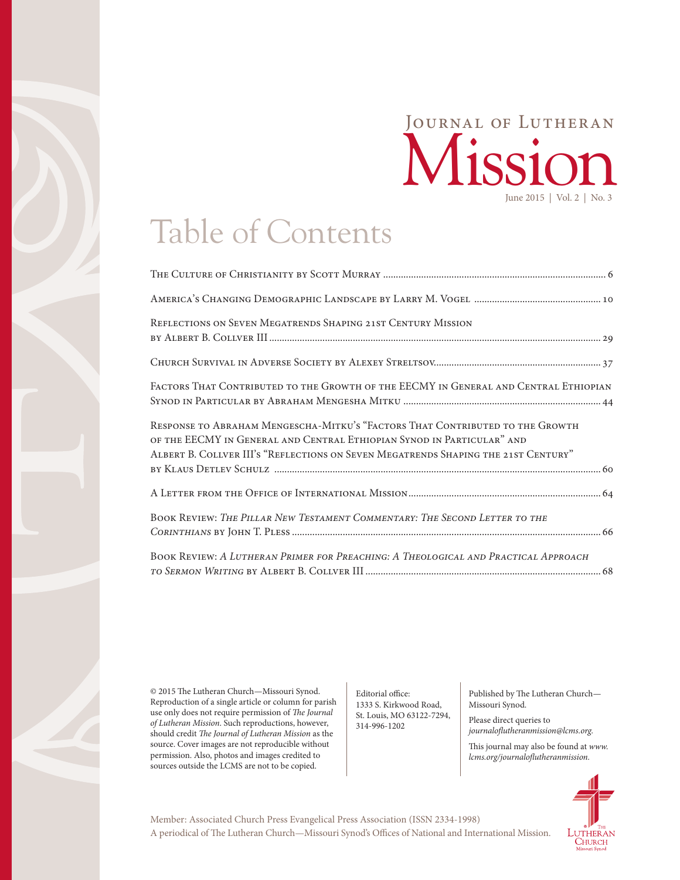# Journal of Lutheran Mission

June 2015 | Vol. 2 | No. 3

## Table of Contents

The Culture of Christianity by Scott Murray ........ 6

America's Changing Demographic Landscape by Larry M. Vogel ........ 10

Reflections on Seven Megatrends Shaping 21st Century Mission by Albert B. Collver III ........ 29

Church Survival in Adverse Society by Alexey Streltsov ........ 37

Factors That Contributed to the Growth of the EECMY in General and Central Ethiopian Synod in Particular by Abraham Mengesha Mitku ........ 44

Response to Abraham Mengescha-Mitku's "Factors That Contributed to the Growth of the EECMY in General and Central Ethiopian Synod in Particular" and Albert B. Collver III's "Reflections on Seven Megatrends Shaping the 21st Century" by Klaus Detlev Schulz ........ 60

A Letter from the Office of International Mission ........ 64

Book Review: *The Pillar New Testament Commentary: The Second Letter to the Corinthians* by John T. Pless ........ 66

Book Review: *A Lutheran Primer for Preaching: A Theological and Practical Approach to Sermon Writing* by Albert B. Collver III ........ 68

© 2015 The Lutheran Church—Missouri Synod. Reproduction of a single article or column for parish use only does not require permission of *The Journal of Lutheran Mission*. Such reproductions, however, should credit *The Journal of Lutheran Mission* as the source. Cover images are not reproducible without permission. Also, photos and images credited to sources outside the LCMS are not to be copied.

Editorial office:
1333 S. Kirkwood Road,
St. Louis, MO 63122-7294,
314-996-1202

Published by The Lutheran Church—Missouri Synod.

Please direct queries to *journaloflutheranmission@lcms.org.*

This journal may also be found at *www.lcms.org/journaloflutheranmission.*

Member: Associated Church Press Evangelical Press Association (ISSN 2334-1998)
A periodical of The Lutheran Church—Missouri Synod's Offices of National and International Mission.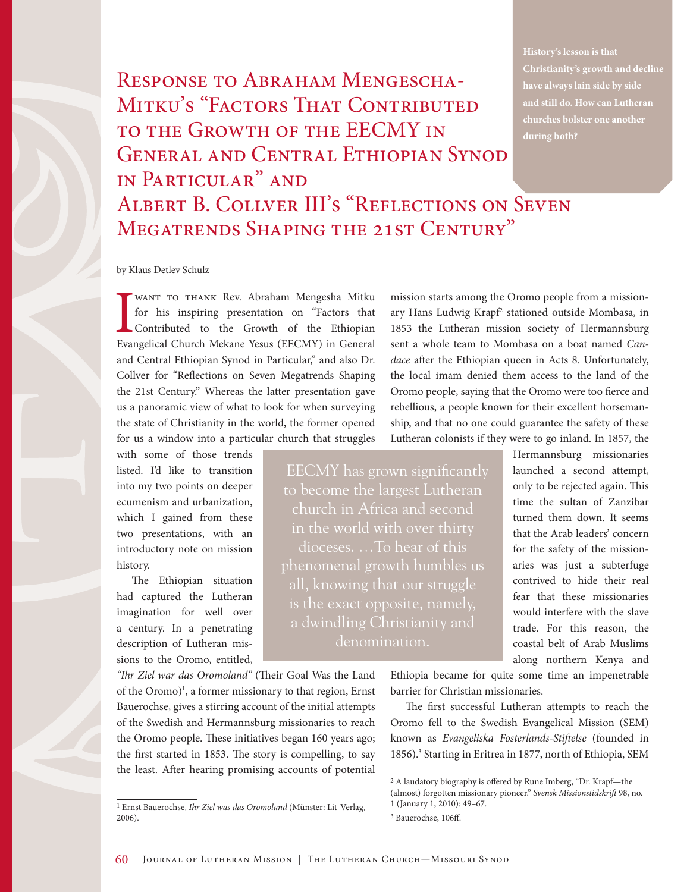# Response to Abraham Mengescha-Mitku's "Factors That Contributed to the Growth of the EECMY in General and Central Ethiopian Synod in Particular" and Albert B. Collver III's "Reflections on Seven Megatrends Shaping the 21st Century"

**History's lesson is that Christianity's growth and decline have always lain side by side and still do. How can Lutheran churches bolster one another during both?**

by Klaus Detlev Schulz

I want to thank Rev. Abraham Mengesha Mitku for his inspiring presentation on "Factors that Contributed to the Growth of the Ethiopian Evangelical Church Mekane Yesus (EECMY) in General and Central Ethiopian Synod in Particular," and also Dr. Collver for "Reflections on Seven Megatrends Shaping the 21st Century." Whereas the latter presentation gave us a panoramic view of what to look for when surveying the state of Christianity in the world, the former opened for us a window into a particular church that struggles with some of those trends listed. I'd like to transition into my two points on deeper ecumenism and urbanization, which I gained from these two presentations, with an introductory note on mission history.

> EECMY has grown significantly to become the largest Lutheran church in Africa and second in the world with over thirty dioceses. …To hear of this phenomenal growth humbles us all, knowing that our struggle is the exact opposite, namely, a dwindling Christianity and denomination.

The Ethiopian situation had captured the Lutheran imagination for well over a century. In a penetrating description of Lutheran missions to the Oromo, entitled, *"Ihr Ziel war das Oromoland"* (Their Goal Was the Land of the Oromo)[1], a former missionary to that region, Ernst Bauerochse, gives a stirring account of the initial attempts of the Swedish and Hermannsburg missionaries to reach the Oromo people. These initiatives began 160 years ago; the first started in 1853. The story is compelling, to say the least. After hearing promising accounts of potential mission starts among the Oromo people from a missionary Hans Ludwig Krapf[2] stationed outside Mombasa, in 1853 the Lutheran mission society of Hermannsburg sent a whole team to Mombasa on a boat named *Candace* after the Ethiopian queen in Acts 8. Unfortunately, the local imam denied them access to the land of the Oromo people, saying that the Oromo were too fierce and rebellious, a people known for their excellent horsemanship, and that no one could guarantee the safety of these Lutheran colonists if they were to go inland. In 1857, the Hermannsburg missionaries launched a second attempt, only to be rejected again. This time the sultan of Zanzibar turned them down. It seems that the Arab leaders' concern for the safety of the missionaries was just a subterfuge contrived to hide their real fear that these missionaries would interfere with the slave trade. For this reason, the coastal belt of Arab Muslims along northern Kenya and Ethiopia became for quite some time an impenetrable barrier for Christian missionaries.

The first successful Lutheran attempts to reach the Oromo fell to the Swedish Evangelical Mission (SEM) known as *Evangeliska Fosterlands-Stiftelse* (founded in 1856).[3] Starting in Eritrea in 1877, north of Ethiopia, SEM

---

[1] Ernst Bauerochse, *Ihr Ziel was das Oromoland* (Münster: Lit-Verlag, 2006).

[2] A laudatory biography is offered by Rune Imberg, "Dr. Krapf—the (almost) forgotten missionary pioneer." *Svensk Missionstidskrift* 98, no. 1 (January 1, 2010): 49–67.

[3] Bauerochse, 106ff.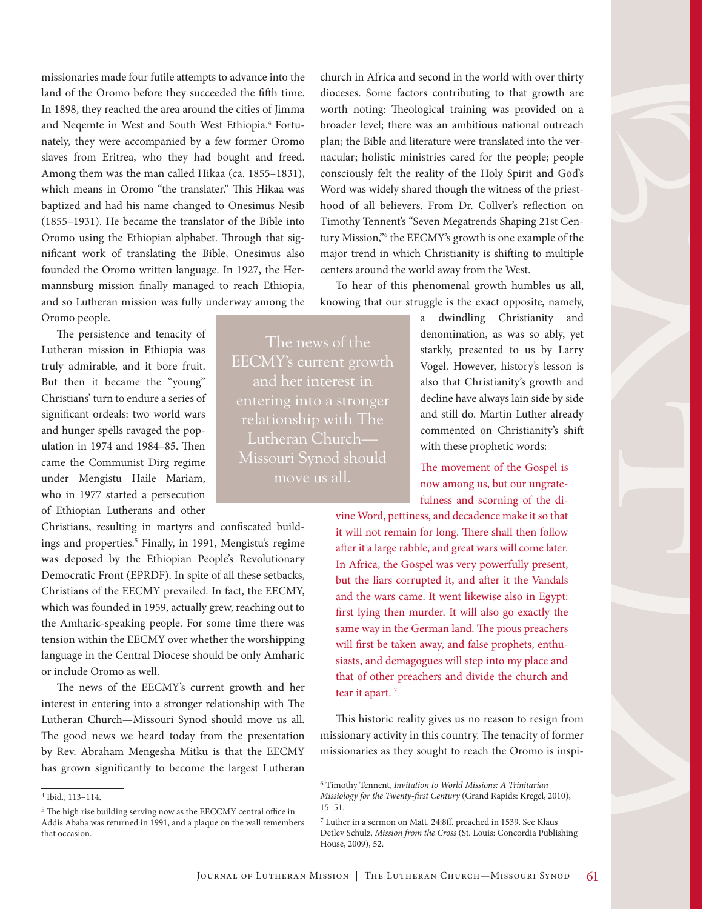missionaries made four futile attempts to advance into the land of the Oromo before they succeeded the fifth time. In 1898, they reached the area around the cities of Jimma and Neqemte in West and South West Ethiopia.[4] Fortunately, they were accompanied by a few former Oromo slaves from Eritrea, who they had bought and freed. Among them was the man called Hikaa (ca. 1855–1831), which means in Oromo "the translater." This Hikaa was baptized and had his name changed to Onesimus Nesib (1855–1931). He became the translator of the Bible into Oromo using the Ethiopian alphabet. Through that significant work of translating the Bible, Onesimus also founded the Oromo written language. In 1927, the Hermannsburg mission finally managed to reach Ethiopia, and so Lutheran mission was fully underway among the Oromo people.

The persistence and tenacity of Lutheran mission in Ethiopia was truly admirable, and it bore fruit. But then it became the "young" Christians' turn to endure a series of significant ordeals: two world wars and hunger spells ravaged the population in 1974 and 1984–85. Then came the Communist Dirg regime under Mengistu Haile Mariam, who in 1977 started a persecution of Ethiopian Lutherans and other Christians, resulting in martyrs and confiscated buildings and properties.[5] Finally, in 1991, Mengistu's regime was deposed by the Ethiopian People's Revolutionary Democratic Front (EPRDF). In spite of all these setbacks, Christians of the EECMY prevailed. In fact, the EECMY, which was founded in 1959, actually grew, reaching out to the Amharic-speaking people. For some time there was tension within the EECMY over whether the worshipping language in the Central Diocese should be only Amharic or include Oromo as well.

> The news of the EECMY's current growth and her interest in entering into a stronger relationship with The Lutheran Church—Missouri Synod should move us all.

The news of the EECMY's current growth and her interest in entering into a stronger relationship with The Lutheran Church—Missouri Synod should move us all. The good news we heard today from the presentation by Rev. Abraham Mengesha Mitku is that the EECMY has grown significantly to become the largest Lutheran church in Africa and second in the world with over thirty dioceses. Some factors contributing to that growth are worth noting: Theological training was provided on a broader level; there was an ambitious national outreach plan; the Bible and literature were translated into the vernacular; holistic ministries cared for the people; people consciously felt the reality of the Holy Spirit and God's Word was widely shared though the witness of the priesthood of all believers. From Dr. Collver's reflection on Timothy Tennent's "Seven Megatrends Shaping 21st Century Mission,"[6] the EECMY's growth is one example of the major trend in which Christianity is shifting to multiple centers around the world away from the West.

To hear of this phenomenal growth humbles us all, knowing that our struggle is the exact opposite, namely, a dwindling Christianity and denomination, as was so ably, yet starkly, presented to us by Larry Vogel. However, history's lesson is also that Christianity's growth and decline have always lain side by side and still do. Martin Luther already commented on Christianity's shift with these prophetic words:

> The movement of the Gospel is now among us, but our ungratefulness and scorning of the divine Word, pettiness, and decadence make it so that it will not remain for long. There shall then follow after it a large rabble, and great wars will come later. In Africa, the Gospel was very powerfully present, but the liars corrupted it, and after it the Vandals and the wars came. It went likewise also in Egypt: first lying then murder. It will also go exactly the same way in the German land. The pious preachers will first be taken away, and false prophets, enthusiasts, and demagogues will step into my place and that of other preachers and divide the church and tear it apart. [7]

This historic reality gives us no reason to resign from missionary activity in this country. The tenacity of former missionaries as they sought to reach the Oromo is inspi-

---

[4] Ibid., 113–114.

[5] The high rise building serving now as the EECCMY central office in Addis Ababa was returned in 1991, and a plaque on the wall remembers that occasion.

[6] Timothy Tennent, *Invitation to World Missions: A Trinitarian Missiology for the Twenty-first Century* (Grand Rapids: Kregel, 2010), 15–51.

[7] Luther in a sermon on Matt. 24:8ff. preached in 1539. See Klaus Detlev Schulz, *Mission from the Cross* (St. Louis: Concordia Publishing House, 2009), 52.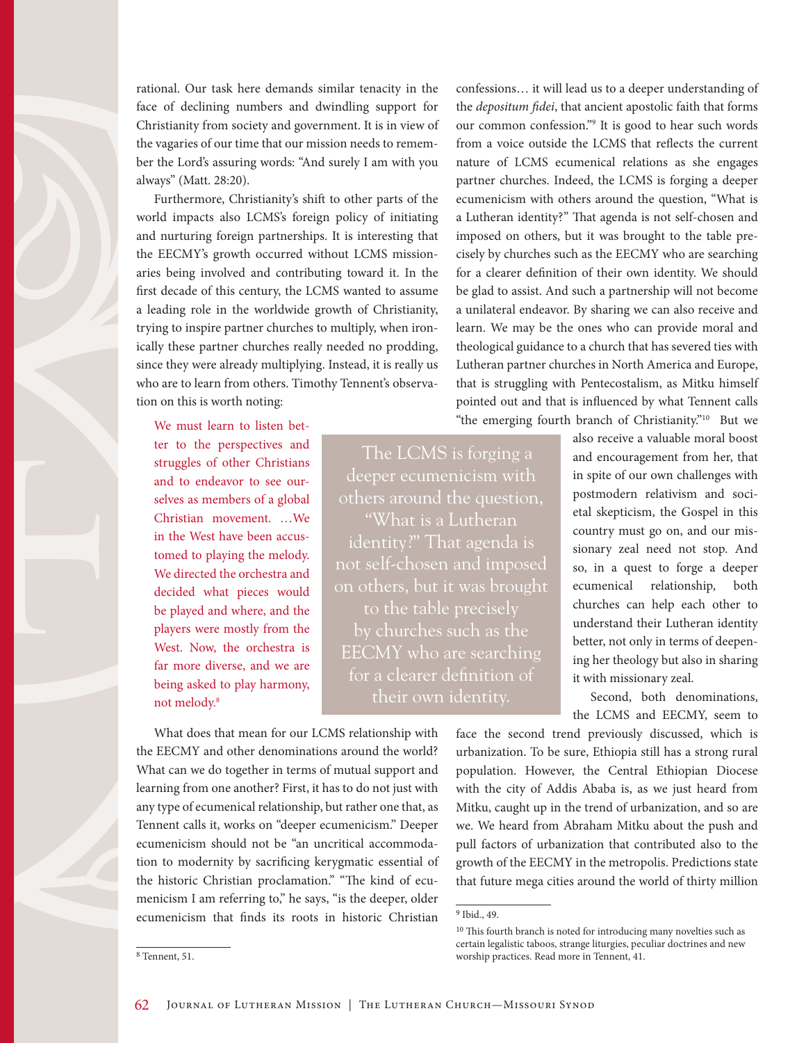rational. Our task here demands similar tenacity in the face of declining numbers and dwindling support for Christianity from society and government. It is in view of the vagaries of our time that our mission needs to remember the Lord's assuring words: "And surely I am with you always" (Matt. 28:20).

Furthermore, Christianity's shift to other parts of the world impacts also LCMS's foreign policy of initiating and nurturing foreign partnerships. It is interesting that the EECMY's growth occurred without LCMS missionaries being involved and contributing toward it. In the first decade of this century, the LCMS wanted to assume a leading role in the worldwide growth of Christianity, trying to inspire partner churches to multiply, when ironically these partner churches really needed no prodding, since they were already multiplying. Instead, it is really us who are to learn from others. Timothy Tennent's observation on this is worth noting:

> We must learn to listen better to the perspectives and struggles of other Christians and to endeavor to see ourselves as members of a global Christian movement. …We in the West have been accustomed to playing the melody. We directed the orchestra and decided what pieces would be played and where, and the players were mostly from the West. Now, the orchestra is far more diverse, and we are being asked to play harmony, not melody.[8]

What does that mean for our LCMS relationship with the EECMY and other denominations around the world? What can we do together in terms of mutual support and learning from one another? First, it has to do not just with any type of ecumenical relationship, but rather one that, as Tennent calls it, works on "deeper ecumenicism." Deeper ecumenicism should not be "an uncritical accommodation to modernity by sacrificing kerygmatic essential of the historic Christian proclamation." "The kind of ecumenicism I am referring to," he says, "is the deeper, older ecumenicism that finds its roots in historic Christian confessions… it will lead us to a deeper understanding of the *depositum fidei*, that ancient apostolic faith that forms our common confession."[9] It is good to hear such words from a voice outside the LCMS that reflects the current nature of LCMS ecumenical relations as she engages partner churches. Indeed, the LCMS is forging a deeper ecumenicism with others around the question, "What is a Lutheran identity?" That agenda is not self-chosen and imposed on others, but it was brought to the table precisely by churches such as the EECMY who are searching for a clearer definition of their own identity. We should be glad to assist. And such a partnership will not become a unilateral endeavor. By sharing we can also receive and learn. We may be the ones who can provide moral and theological guidance to a church that has severed ties with Lutheran partner churches in North America and Europe, that is struggling with Pentecostalism, as Mitku himself pointed out and that is influenced by what Tennent calls "the emerging fourth branch of Christianity."[10] But we also receive a valuable moral boost and encouragement from her, that in spite of our own challenges with postmodern relativism and societal skepticism, the Gospel in this country must go on, and our missionary zeal need not stop. And so, in a quest to forge a deeper ecumenical relationship, both churches can help each other to understand their Lutheran identity better, not only in terms of deepening her theology but also in sharing it with missionary zeal.

> The LCMS is forging a deeper ecumenicism with others around the question, "What is a Lutheran identity?" That agenda is not self-chosen and imposed on others, but it was brought to the table precisely by churches such as the EECMY who are searching for a clearer definition of their own identity.

Second, both denominations, the LCMS and EECMY, seem to face the second trend previously discussed, which is urbanization. To be sure, Ethiopia still has a strong rural population. However, the Central Ethiopian Diocese with the city of Addis Ababa is, as we just heard from Mitku, caught up in the trend of urbanization, and so are we. We heard from Abraham Mitku about the push and pull factors of urbanization that contributed also to the growth of the EECMY in the metropolis. Predictions state that future mega cities around the world of thirty million

---

[8] Tennent, 51.

[9] Ibid., 49.

[10] This fourth branch is noted for introducing many novelties such as certain legalistic taboos, strange liturgies, peculiar doctrines and new worship practices. Read more in Tennent, 41.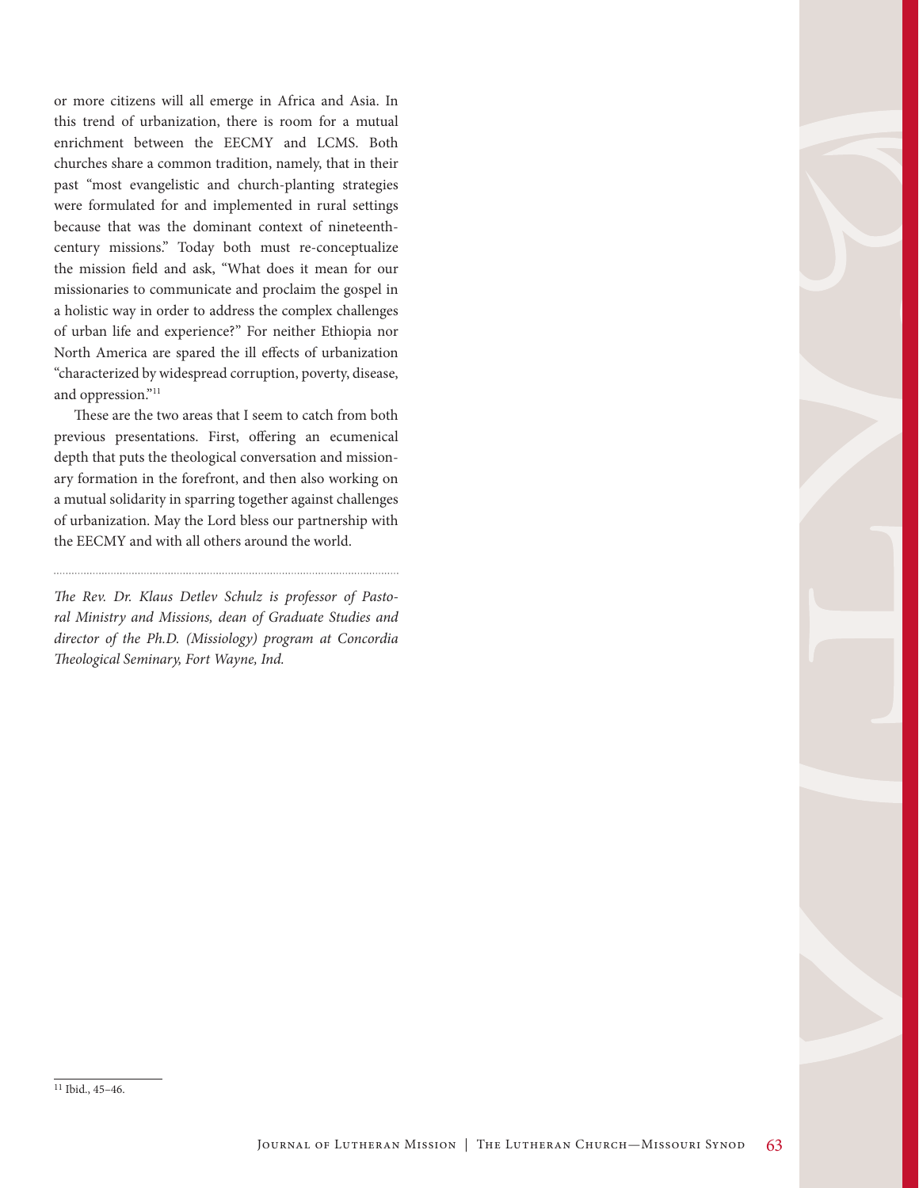or more citizens will all emerge in Africa and Asia. In this trend of urbanization, there is room for a mutual enrichment between the EECMY and LCMS. Both churches share a common tradition, namely, that in their past "most evangelistic and church-planting strategies were formulated for and implemented in rural settings because that was the dominant context of nineteenth-century missions." Today both must re-conceptualize the mission field and ask, "What does it mean for our missionaries to communicate and proclaim the gospel in a holistic way in order to address the complex challenges of urban life and experience?" For neither Ethiopia nor North America are spared the ill effects of urbanization "characterized by widespread corruption, poverty, disease, and oppression."[11]

These are the two areas that I seem to catch from both previous presentations. First, offering an ecumenical depth that puts the theological conversation and missionary formation in the forefront, and then also working on a mutual solidarity in sparring together against challenges of urbanization. May the Lord bless our partnership with the EECMY and with all others around the world.

---

*The Rev. Dr. Klaus Detlev Schulz is professor of Pastoral Ministry and Missions, dean of Graduate Studies and director of the Ph.D. (Missiology) program at Concordia Theological Seminary, Fort Wayne, Ind.*

---

[11] Ibid., 45–46.